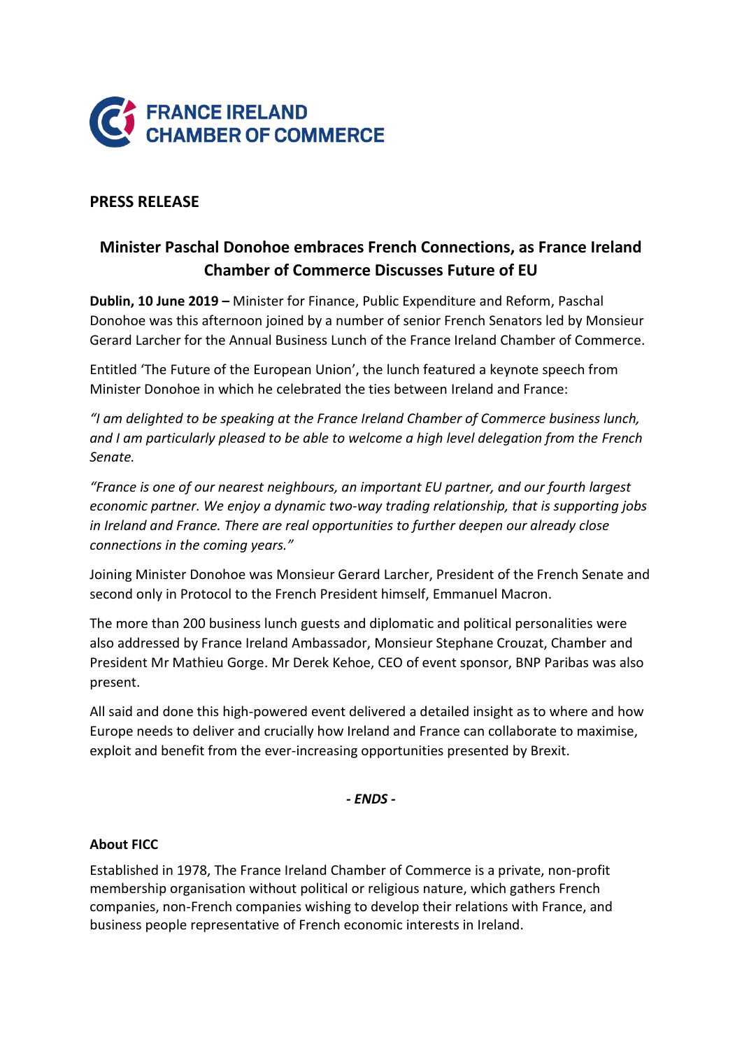FRANCE IRELAND
CHAMBER OF COMMERCE

**PRESS RELEASE**

## Minister Paschal Donohoe embraces French Connections, as France Ireland Chamber of Commerce Discusses Future of EU

**Dublin, 10 June 2019 –** Minister for Finance, Public Expenditure and Reform, Paschal Donohoe was this afternoon joined by a number of senior French Senators led by Monsieur Gerard Larcher for the Annual Business Lunch of the France Ireland Chamber of Commerce.

Entitled 'The Future of the European Union', the lunch featured a keynote speech from Minister Donohoe in which he celebrated the ties between Ireland and France:

*"I am delighted to be speaking at the France Ireland Chamber of Commerce business lunch, and I am particularly pleased to be able to welcome a high level delegation from the French Senate.*

*"France is one of our nearest neighbours, an important EU partner, and our fourth largest economic partner. We enjoy a dynamic two-way trading relationship, that is supporting jobs in Ireland and France. There are real opportunities to further deepen our already close connections in the coming years."*

Joining Minister Donohoe was Monsieur Gerard Larcher, President of the French Senate and second only in Protocol to the French President himself, Emmanuel Macron.

The more than 200 business lunch guests and diplomatic and political personalities were also addressed by France Ireland Ambassador, Monsieur Stephane Crouzat, Chamber and President Mr Mathieu Gorge. Mr Derek Kehoe, CEO of event sponsor, BNP Paribas was also present.

All said and done this high-powered event delivered a detailed insight as to where and how Europe needs to deliver and crucially how Ireland and France can collaborate to maximise, exploit and benefit from the ever-increasing opportunities presented by Brexit.

***- ENDS -***

**About FICC**

Established in 1978, The France Ireland Chamber of Commerce is a private, non-profit membership organisation without political or religious nature, which gathers French companies, non-French companies wishing to develop their relations with France, and business people representative of French economic interests in Ireland.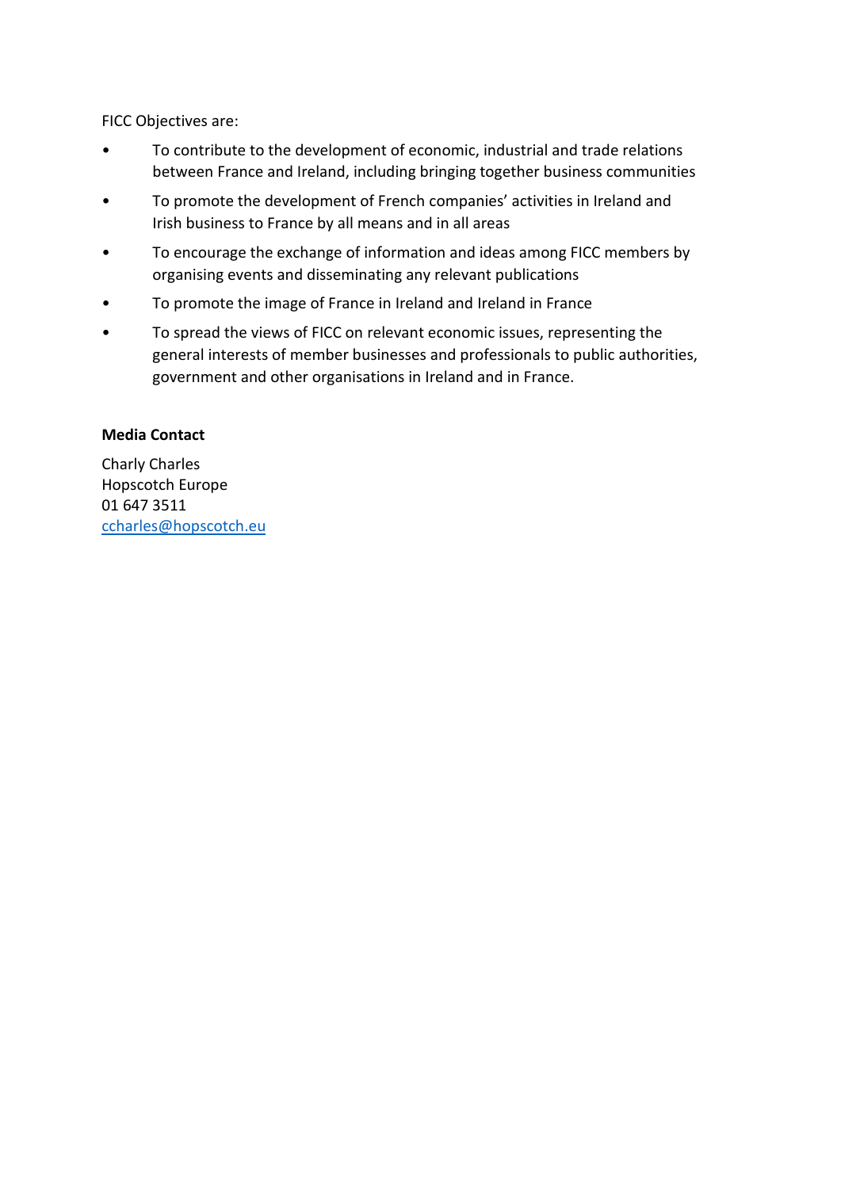FICC Objectives are:

- To contribute to the development of economic, industrial and trade relations between France and Ireland, including bringing together business communities
- To promote the development of French companies' activities in Ireland and Irish business to France by all means and in all areas
- To encourage the exchange of information and ideas among FICC members by organising events and disseminating any relevant publications
- To promote the image of France in Ireland and Ireland in France
- To spread the views of FICC on relevant economic issues, representing the general interests of member businesses and professionals to public authorities, government and other organisations in Ireland and in France.

**Media Contact**

Charly Charles
Hopscotch Europe
01 647 3511
ccharles@hopscotch.eu